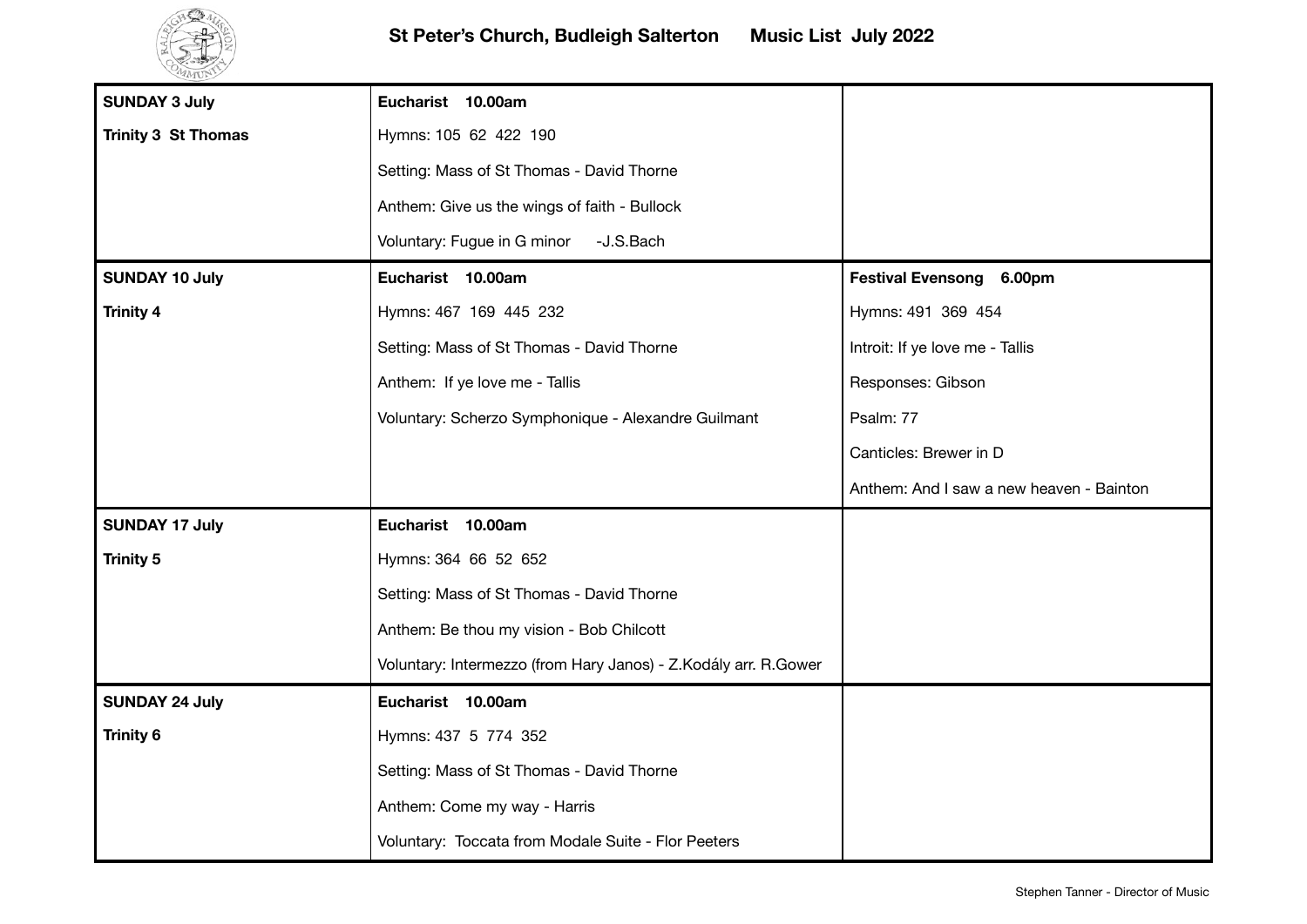# St Peter's Church, Budleigh Salterton      Music List  July 2022

| | | |
|---|---|---|
| **SUNDAY 3 July**<br>**Trinity 3  St Thomas** | **Eucharist   10.00am**<br>Hymns: 105  62  422  190<br>Setting: Mass of St Thomas - David Thorne<br>Anthem: Give us the wings of faith - Bullock<br>Voluntary: Fugue in G minor    -J.S.Bach | |
| **SUNDAY 10 July**<br>**Trinity 4** | **Eucharist   10.00am**<br>Hymns: 467  169  445  232<br>Setting: Mass of St Thomas - David Thorne<br>Anthem:  If ye love me - Tallis<br>Voluntary: Scherzo Symphonique - Alexandre Guilmant | **Festival Evensong   6.00pm**<br>Hymns: 491  369  454<br>Introit: If ye love me - Tallis<br>Responses: Gibson<br>Psalm: 77<br>Canticles: Brewer in D<br>Anthem: And I saw a new heaven - Bainton |
| **SUNDAY 17 July**<br>**Trinity 5** | **Eucharist   10.00am**<br>Hymns: 364  66  52  652<br>Setting: Mass of St Thomas - David Thorne<br>Anthem: Be thou my vision - Bob Chilcott<br>Voluntary: Intermezzo (from Hary Janos) - Z.Kodály arr. R.Gower | |
| **SUNDAY 24 July**<br>**Trinity 6** | **Eucharist   10.00am**<br>Hymns: 437  5  774  352<br>Setting: Mass of St Thomas - David Thorne<br>Anthem: Come my way - Harris<br>Voluntary:  Toccata from Modale Suite - Flor Peeters | |

Stephen Tanner - Director of Music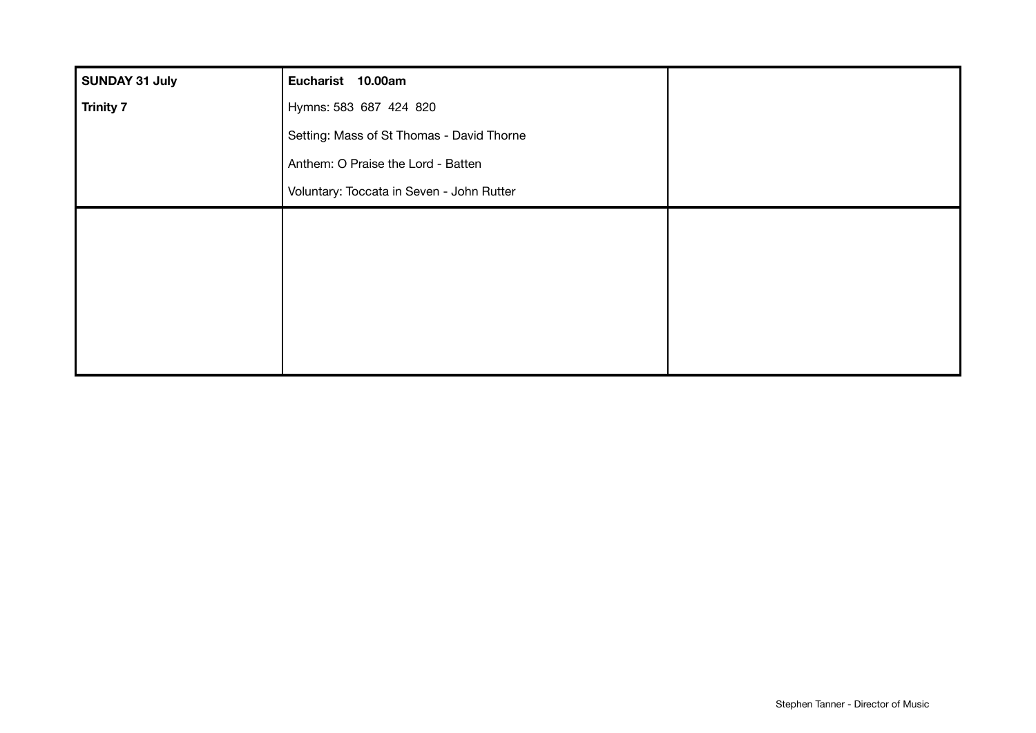| | | |
|---|---|---|
| **SUNDAY 31 July**<br><br>**Trinity 7** | **Eucharist 10.00am**<br><br>Hymns: 583 687 424 820<br><br>Setting: Mass of St Thomas - David Thorne<br><br>Anthem: O Praise the Lord - Batten<br><br>Voluntary: Toccata in Seven - John Rutter | |
| | | |

Stephen Tanner - Director of Music